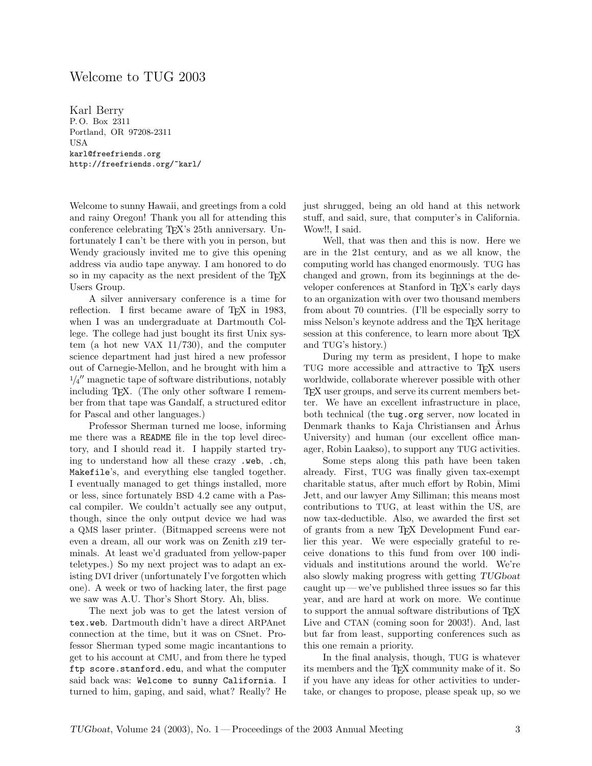# Welcome to TUG 2003

Karl Berry
P. O. Box 2311
Portland, OR 97208-2311
USA
karl@freefriends.org
http://freefriends.org/~karl/

Welcome to sunny Hawaii, and greetings from a cold and rainy Oregon! Thank you all for attending this conference celebrating TeX's 25th anniversary. Unfortunately I can't be there with you in person, but Wendy graciously invited me to give this opening address via audio tape anyway. I am honored to do so in my capacity as the next president of the TeX Users Group.

A silver anniversary conference is a time for reflection. I first became aware of TeX in 1983, when I was an undergraduate at Dartmouth College. The college had just bought its first Unix system (a hot new VAX 11/730), and the computer science department had just hired a new professor out of Carnegie-Mellon, and he brought with him a 1/4″ magnetic tape of software distributions, notably including TeX. (The only other software I remember from that tape was Gandalf, a structured editor for Pascal and other languages.)

Professor Sherman turned me loose, informing me there was a `README` file in the top level directory, and I should read it. I happily started trying to understand how all these crazy `.web`, `.ch`, `Makefile`'s, and everything else tangled together. I eventually managed to get things installed, more or less, since fortunately BSD 4.2 came with a Pascal compiler. We couldn't actually see any output, though, since the only output device we had was a QMS laser printer. (Bitmapped screens were not even a dream, all our work was on Zenith z19 terminals. At least we'd graduated from yellow-paper teletypes.) So my next project was to adapt an existing DVI driver (unfortunately I've forgotten which one). A week or two of hacking later, the first page we saw was A.U. Thor's Short Story. Ah, bliss.

The next job was to get the latest version of `tex.web`. Dartmouth didn't have a direct ARPAnet connection at the time, but it was on CSnet. Professor Sherman typed some magic incantantions to get to his account at CMU, and from there he typed `ftp score.stanford.edu`, and what the computer said back was: `Welcome to sunny California`. I turned to him, gaping, and said, what? Really? He just shrugged, being an old hand at this network stuff, and said, sure, that computer's in California. Wow!!, I said.

Well, that was then and this is now. Here we are in the 21st century, and as we all know, the computing world has changed enormously. TUG has changed and grown, from its beginnings at the developer conferences at Stanford in TeX's early days to an organization with over two thousand members from about 70 countries. (I'll be especially sorry to miss Nelson's keynote address and the TeX heritage session at this conference, to learn more about TeX and TUG's history.)

During my term as president, I hope to make TUG more accessible and attractive to TeX users worldwide, collaborate wherever possible with other TeX user groups, and serve its current members better. We have an excellent infrastructure in place, both technical (the `tug.org` server, now located in Denmark thanks to Kaja Christiansen and Århus University) and human (our excellent office manager, Robin Laakso), to support any TUG activities.

Some steps along this path have been taken already. First, TUG was finally given tax-exempt charitable status, after much effort by Robin, Mimi Jett, and our lawyer Amy Silliman; this means most contributions to TUG, at least within the US, are now tax-deductible. Also, we awarded the first set of grants from a new TeX Development Fund earlier this year. We were especially grateful to receive donations to this fund from over 100 individuals and institutions around the world. We're also slowly making progress with getting *TUGboat* caught up — we've published three issues so far this year, and are hard at work on more. We continue to support the annual software distributions of TeX Live and CTAN (coming soon for 2003!). And, last but far from least, supporting conferences such as this one remain a priority.

In the final analysis, though, TUG is whatever its members and the TeX community make of it. So if you have any ideas for other activities to undertake, or changes to propose, please speak up, so we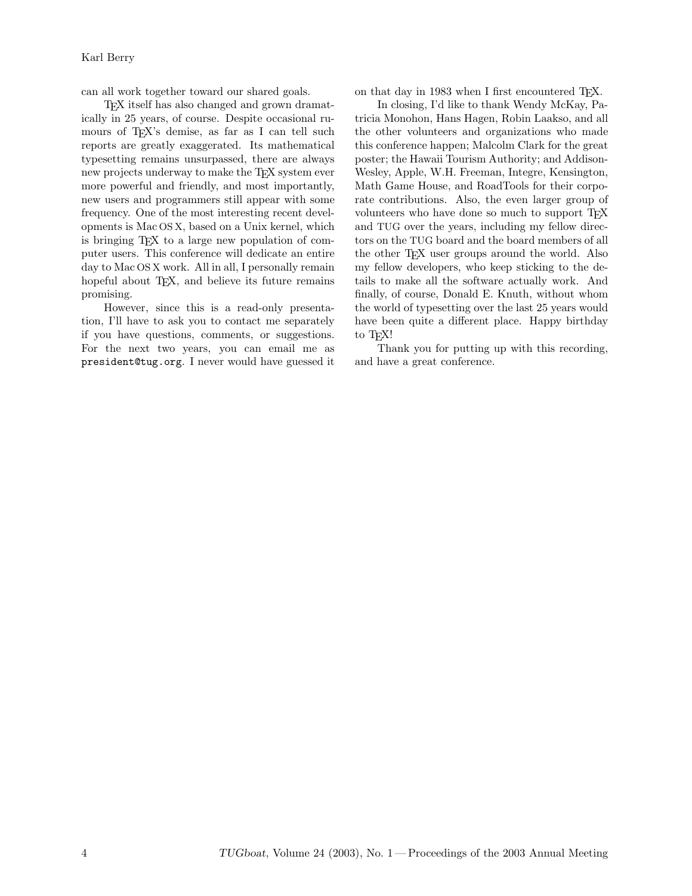can all work together toward our shared goals.

TeX itself has also changed and grown dramatically in 25 years, of course. Despite occasional rumours of TeX's demise, as far as I can tell such reports are greatly exaggerated. Its mathematical typesetting remains unsurpassed, there are always new projects underway to make the TeX system ever more powerful and friendly, and most importantly, new users and programmers still appear with some frequency. One of the most interesting recent developments is Mac OS X, based on a Unix kernel, which is bringing TeX to a large new population of computer users. This conference will dedicate an entire day to Mac OS X work. All in all, I personally remain hopeful about TeX, and believe its future remains promising.

However, since this is a read-only presentation, I'll have to ask you to contact me separately if you have questions, comments, or suggestions. For the next two years, you can email me as `president@tug.org`. I never would have guessed it on that day in 1983 when I first encountered TeX.

In closing, I'd like to thank Wendy McKay, Patricia Monohon, Hans Hagen, Robin Laakso, and all the other volunteers and organizations who made this conference happen; Malcolm Clark for the great poster; the Hawaii Tourism Authority; and Addison-Wesley, Apple, W.H. Freeman, Integre, Kensington, Math Game House, and RoadTools for their corporate contributions. Also, the even larger group of volunteers who have done so much to support TeX and TUG over the years, including my fellow directors on the TUG board and the board members of all the other TeX user groups around the world. Also my fellow developers, who keep sticking to the details to make all the software actually work. And finally, of course, Donald E. Knuth, without whom the world of typesetting over the last 25 years would have been quite a different place. Happy birthday to TeX!

Thank you for putting up with this recording, and have a great conference.